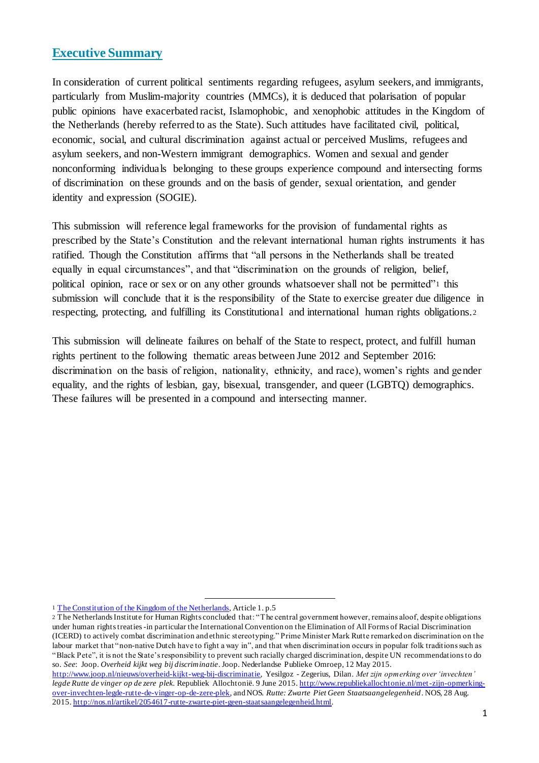## Executive Summary

In consideration of current political sentiments regarding refugees, asylum seekers, and immigrants, particularly from Muslim-majority countries (MMCs), it is deduced that polarisation of popular public opinions have exacerbated racist, Islamophobic, and xenophobic attitudes in the Kingdom of the Netherlands (hereby referred to as the State). Such attitudes have facilitated civil, political, economic, social, and cultural discrimination against actual or perceived Muslims, refugees and asylum seekers, and non-Western immigrant demographics. Women and sexual and gender nonconforming individuals belonging to these groups experience compound and intersecting forms of discrimination on these grounds and on the basis of gender, sexual orientation, and gender identity and expression (SOGIE).

This submission will reference legal frameworks for the provision of fundamental rights as prescribed by the State's Constitution and the relevant international human rights instruments it has ratified. Though the Constitution affirms that "all persons in the Netherlands shall be treated equally in equal circumstances", and that "discrimination on the grounds of religion, belief, political opinion, race or sex or on any other grounds whatsoever shall not be permitted"[1] this submission will conclude that it is the responsibility of the State to exercise greater due diligence in respecting, protecting, and fulfilling its Constitutional and international human rights obligations.[2]

This submission will delineate failures on behalf of the State to respect, protect, and fulfill human rights pertinent to the following thematic areas between June 2012 and September 2016: discrimination on the basis of religion, nationality, ethnicity, and race), women's rights and gender equality, and the rights of lesbian, gay, bisexual, transgender, and queer (LGBTQ) demographics. These failures will be presented in a compound and intersecting manner.

---

[1] [The Constitution of the Kingdom of the Netherlands](), Article 1. p.5

[2] The Netherlands Institute for Human Rights concluded that: "The central government however, remains aloof, despite obligations under human rights treaties - in particular the International Convention on the Elimination of All Forms of Racial Discrimination (ICERD) to actively combat discrimination and ethnic stereotyping." Prime Minister Mark Rutte remarked on discrimination on the labour market that "non-native Dutch have to fight a way in", and that when discrimination occurs in popular folk traditions such as "Black Pete", it is not the State's responsibility to prevent such racially charged discrimination, despite UN recommendations to do so. *See*: Joop. *Overheid kijkt weg bij discriminatie*. Joop. Nederlandse Publieke Omroep, 12 May 2015. http://www.joop.nl/nieuws/overheid-kijkt-weg-bij-discriminatie, Yesilgoz - Zegerius, Dilan. *Met zijn opmerking over 'invechten' legde Rutte de vinger op de zere plek.* Republiek Allochtonië. 9 June 2015. http://www.republiekallochtonie.nl/met-zijn-opmerking-over-invechten-legde-rutte-de-vinger-op-de-zere-plek, and NOS. *Rutte: Zwarte Piet Geen Staatsaangelegenheid*. NOS, 28 Aug. 2015. http://nos.nl/artikel/2054617-rutte-zwarte-piet-geen-staatsaangelegenheid.html.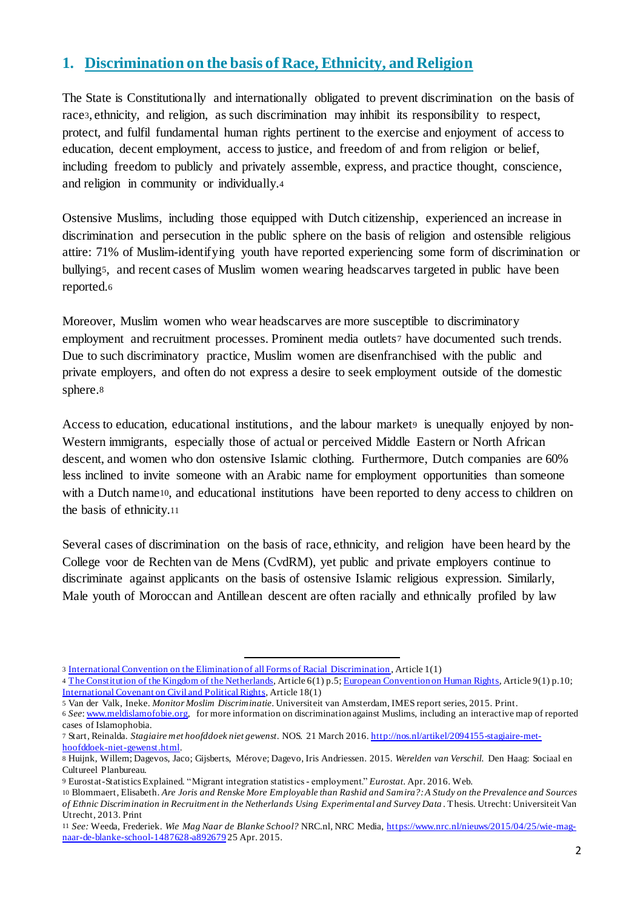## 1. Discrimination on the basis of Race, Ethnicity, and Religion

The State is Constitutionally and internationally obligated to prevent discrimination on the basis of race[3], ethnicity, and religion, as such discrimination may inhibit its responsibility to respect, protect, and fulfil fundamental human rights pertinent to the exercise and enjoyment of access to education, decent employment, access to justice, and freedom of and from religion or belief, including freedom to publicly and privately assemble, express, and practice thought, conscience, and religion in community or individually.[4]

Ostensive Muslims, including those equipped with Dutch citizenship, experienced an increase in discrimination and persecution in the public sphere on the basis of religion and ostensible religious attire: 71% of Muslim-identifying youth have reported experiencing some form of discrimination or bullying[5], and recent cases of Muslim women wearing headscarves targeted in public have been reported.[6]

Moreover, Muslim women who wear headscarves are more susceptible to discriminatory employment and recruitment processes. Prominent media outlets[7] have documented such trends. Due to such discriminatory practice, Muslim women are disenfranchised with the public and private employers, and often do not express a desire to seek employment outside of the domestic sphere.[8]

Access to education, educational institutions, and the labour market[9] is unequally enjoyed by non-Western immigrants, especially those of actual or perceived Middle Eastern or North African descent, and women who don ostensive Islamic clothing. Furthermore, Dutch companies are 60% less inclined to invite someone with an Arabic name for employment opportunities than someone with a Dutch name[10], and educational institutions have been reported to deny access to children on the basis of ethnicity.[11]

Several cases of discrimination on the basis of race, ethnicity, and religion have been heard by the College voor de Rechten van de Mens (CvdRM), yet public and private employers continue to discriminate against applicants on the basis of ostensive Islamic religious expression. Similarly, Male youth of Moroccan and Antillean descent are often racially and ethnically profiled by law

---

[3] International Convention on the Elimination of all Forms of Racial Discrimination, Article 1(1)

[4] The Constitution of the Kingdom of the Netherlands, Article 6(1) p.5; European Convention on Human Rights, Article 9(1) p.10; International Covenant on Civil and Political Rights, Article 18(1)

[5] Van der Valk, Ineke. *Monitor Moslim Discriminatie*. Universiteit van Amsterdam, IMES report series, 2015. Print.

[6] *See*: www.meldislamofobie.org, for more information on discrimination against Muslims, including an interactive map of reported cases of Islamophobia.

[7] Start, Reinalda. *Stagiaire met hoofddoek niet gewenst*. NOS. 21 March 2016. http://nos.nl/artikel/2094155-stagiaire-met-hoofddoek-niet-gewenst.html.

[8] Huijnk, Willem; Dagevos, Jaco; Gijsberts, Mérove; Dagevo, Iris Andriessen. 2015. *Werelden van Verschil*. Den Haag: Sociaal en Cultureel Planbureau.

[9] Eurostat-Statistics Explained. "Migrant integration statistics - employment." *Eurostat*. Apr. 2016. Web.

[10] Blommaert, Elisabeth. *Are Joris and Renske More Employable than Rashid and Samira?: A Study on the Prevalence and Sources of Ethnic Discrimination in Recruitment in the Netherlands Using Experimental and Survey Data*. Thesis. Utrecht: Universiteit Van Utrecht, 2013. Print

[11] *See:* Weeda, Frederiek. *Wie Mag Naar de Blanke School?* NRC.nl, NRC Media, https://www.nrc.nl/nieuws/2015/04/25/wie-mag-naar-de-blanke-school-1487628-a892679 25 Apr. 2015.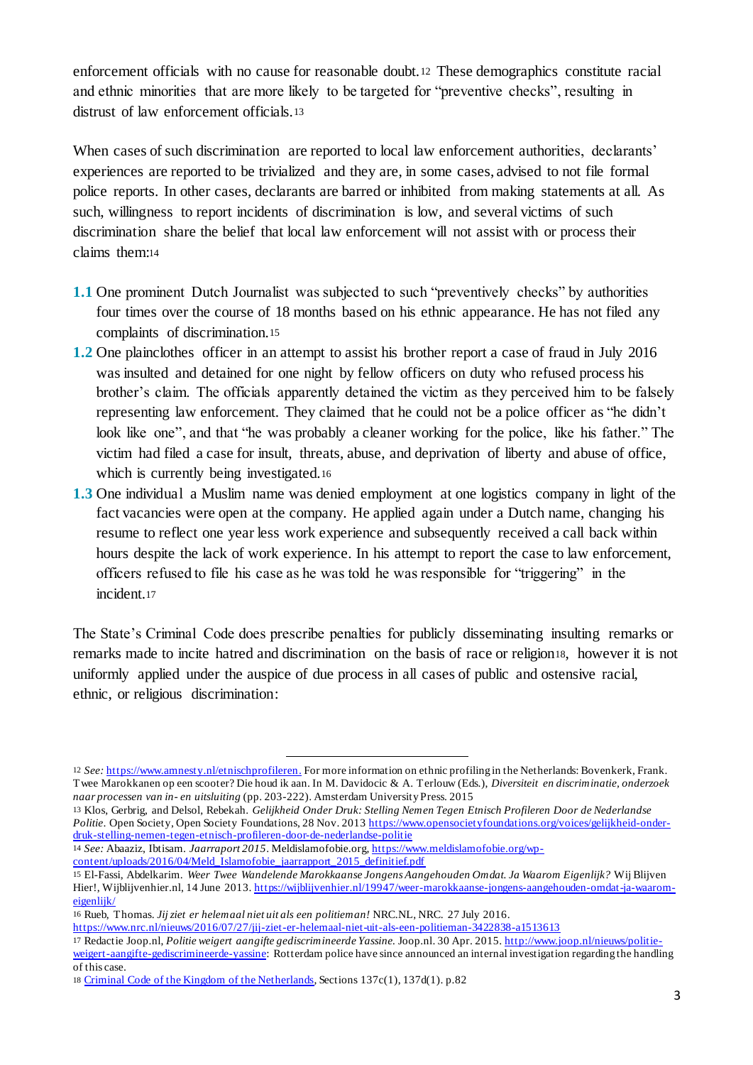enforcement officials with no cause for reasonable doubt.[12] These demographics constitute racial and ethnic minorities that are more likely to be targeted for "preventive checks", resulting in distrust of law enforcement officials.[13]

When cases of such discrimination are reported to local law enforcement authorities, declarants' experiences are reported to be trivialized and they are, in some cases, advised to not file formal police reports. In other cases, declarants are barred or inhibited from making statements at all. As such, willingness to report incidents of discrimination is low, and several victims of such discrimination share the belief that local law enforcement will not assist with or process their claims them:[14]

**1.1** One prominent Dutch Journalist was subjected to such "preventively checks" by authorities four times over the course of 18 months based on his ethnic appearance. He has not filed any complaints of discrimination.[15]

**1.2** One plainclothes officer in an attempt to assist his brother report a case of fraud in July 2016 was insulted and detained for one night by fellow officers on duty who refused process his brother's claim. The officials apparently detained the victim as they perceived him to be falsely representing law enforcement. They claimed that he could not be a police officer as "he didn't look like one", and that "he was probably a cleaner working for the police, like his father." The victim had filed a case for insult, threats, abuse, and deprivation of liberty and abuse of office, which is currently being investigated.[16]

**1.3** One individual a Muslim name was denied employment at one logistics company in light of the fact vacancies were open at the company. He applied again under a Dutch name, changing his resume to reflect one year less work experience and subsequently received a call back within hours despite the lack of work experience. In his attempt to report the case to law enforcement, officers refused to file his case as he was told he was responsible for "triggering" in the incident.[17]

The State's Criminal Code does prescribe penalties for publicly disseminating insulting remarks or remarks made to incite hatred and discrimination on the basis of race or religion[18], however it is not uniformly applied under the auspice of due process in all cases of public and ostensive racial, ethnic, or religious discrimination:

---

[12] *See:* https://www.amnesty.nl/etnischprofileren. For more information on ethnic profiling in the Netherlands: Bovenkerk, Frank. Twee Marokkanen op een scooter? Die houd ik aan. In M. Davidocic & A. Terlouw (Eds.), *Diversiteit en discriminatie, onderzoek naar processen van in- en uitsluiting* (pp. 203-222). Amsterdam University Press. 2015

[13] Klos, Gerbrig, and Delsol, Rebekah. *Gelijkheid Onder Druk: Stelling Nemen Tegen Etnisch Profileren Door de Nederlandse Politie.* Open Society, Open Society Foundations, 28 Nov. 2013 https://www.opensocietyfoundations.org/voices/gelijkheid-onder-druk-stelling-nemen-tegen-etnisch-profileren-door-de-nederlandse-politie

[14] *See:* Abaaziz, Ibtisam. *Jaarraport 2015*. Meldislamofobie.org, https://www.meldislamofobie.org/wp-content/uploads/2016/04/Meld_Islamofobie_jaarrapport_2015_definitief.pdf

[15] El-Fassi, Abdelkarim. *Weer Twee Wandelende Marokkaanse Jongens Aangehouden Omdat. Ja Waarom Eigenlijk?* Wij Blijven Hier!, Wijblijvenhier.nl, 14 June 2013. https://wijblijvenhier.nl/19947/weer-marokkaanse-jongens-aangehouden-omdat-ja-waarom-eigenlijk/

[16] Rueb, Thomas. *Jij ziet er helemaal niet uit als een politieman!* NRC.NL, NRC. 27 July 2016. https://www.nrc.nl/nieuws/2016/07/27/jij-ziet-er-helemaal-niet-uit-als-een-politieman-3422838-a1513613

[17] Redactie Joop.nl, *Politie weigert aangifte gediscrimineerde Yassine.* Joop.nl. 30 Apr. 2015. http://www.joop.nl/nieuws/politie-weigert-aangifte-gediscrimineerde-yassine: Rotterdam police have since announced an internal investigation regarding the handling of this case.

[18] Criminal Code of the Kingdom of the Netherlands, Sections 137c(1), 137d(1). p.82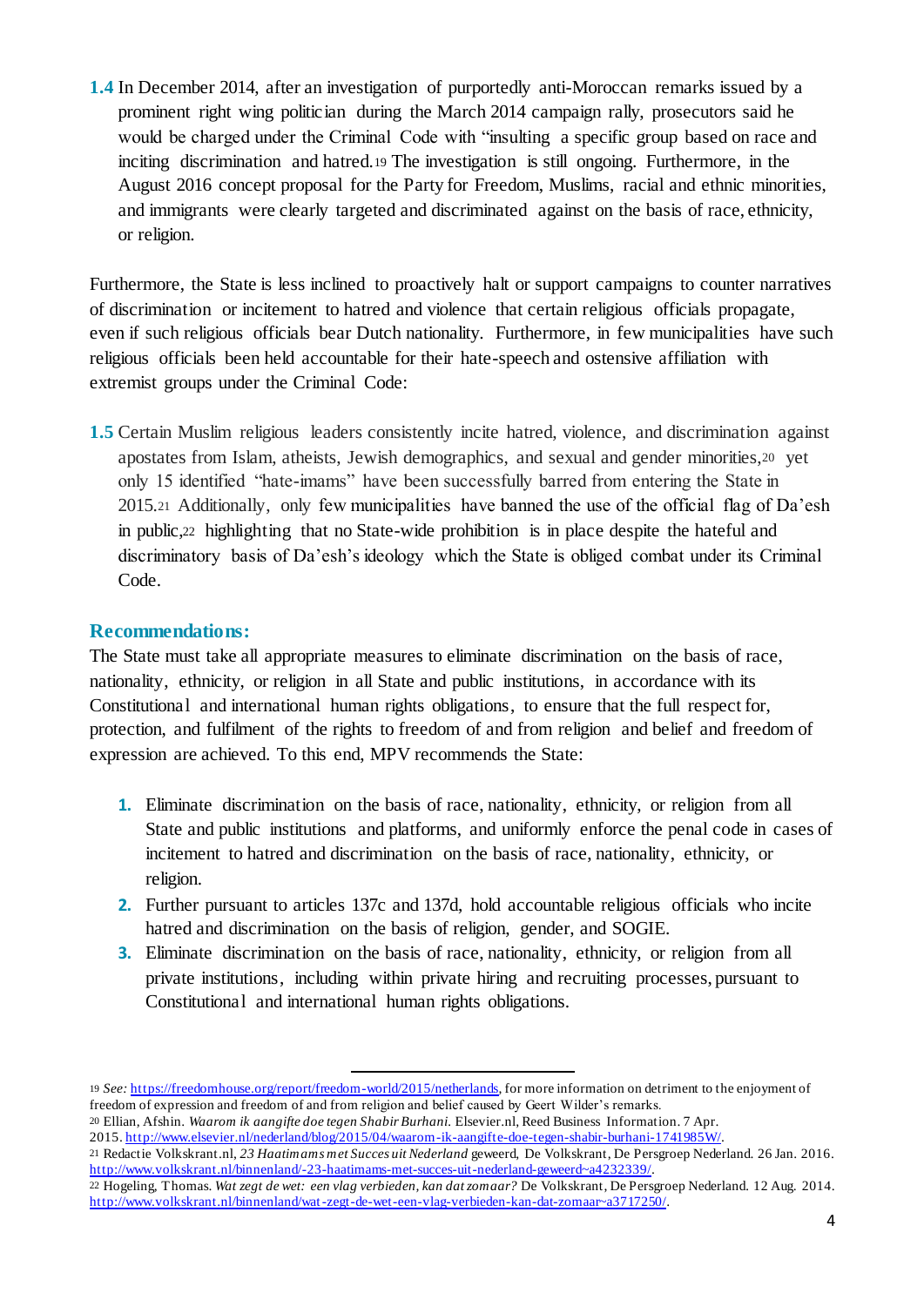**1.4** In December 2014, after an investigation of purportedly anti-Moroccan remarks issued by a prominent right wing politician during the March 2014 campaign rally, prosecutors said he would be charged under the Criminal Code with "insulting a specific group based on race and inciting discrimination and hatred.[19] The investigation is still ongoing. Furthermore, in the August 2016 concept proposal for the Party for Freedom, Muslims, racial and ethnic minorities, and immigrants were clearly targeted and discriminated against on the basis of race, ethnicity, or religion.

Furthermore, the State is less inclined to proactively halt or support campaigns to counter narratives of discrimination or incitement to hatred and violence that certain religious officials propagate, even if such religious officials bear Dutch nationality. Furthermore, in few municipalities have such religious officials been held accountable for their hate-speech and ostensive affiliation with extremist groups under the Criminal Code:

**1.5** Certain Muslim religious leaders consistently incite hatred, violence, and discrimination against apostates from Islam, atheists, Jewish demographics, and sexual and gender minorities,[20] yet only 15 identified "hate-imams" have been successfully barred from entering the State in 2015.[21] Additionally, only few municipalities have banned the use of the official flag of Da'esh in public,[22] highlighting that no State-wide prohibition is in place despite the hateful and discriminatory basis of Da'esh's ideology which the State is obliged combat under its Criminal Code.

### Recommendations:

The State must take all appropriate measures to eliminate discrimination on the basis of race, nationality, ethnicity, or religion in all State and public institutions, in accordance with its Constitutional and international human rights obligations, to ensure that the full respect for, protection, and fulfilment of the rights to freedom of and from religion and belief and freedom of expression are achieved. To this end, MPV recommends the State:

1. Eliminate discrimination on the basis of race, nationality, ethnicity, or religion from all State and public institutions and platforms, and uniformly enforce the penal code in cases of incitement to hatred and discrimination on the basis of race, nationality, ethnicity, or religion.
2. Further pursuant to articles 137c and 137d, hold accountable religious officials who incite hatred and discrimination on the basis of religion, gender, and SOGIE.
3. Eliminate discrimination on the basis of race, nationality, ethnicity, or religion from all private institutions, including within private hiring and recruiting processes, pursuant to Constitutional and international human rights obligations.

---

[19] *See:* https://freedomhouse.org/report/freedom-world/2015/netherlands, for more information on detriment to the enjoyment of freedom of expression and freedom of and from religion and belief caused by Geert Wilder's remarks.

[20] Ellian, Afshin. *Waarom ik aangifte doe tegen Shabir Burhani.* Elsevier.nl, Reed Business Information. 7 Apr. 2015. http://www.elsevier.nl/nederland/blog/2015/04/waarom-ik-aangifte-doe-tegen-shabir-burhani-1741985W/.

[21] Redactie Volkskrant.nl, *23 Haatimams met Succes uit Nederland* geweerd, De Volkskrant, De Persgroep Nederland. 26 Jan. 2016. http://www.volkskrant.nl/binnenland/-23-haatimams-met-succes-uit-nederland-geweerd~a4232339/.

[22] Hogeling, Thomas. *Wat zegt de wet: een vlag verbieden, kan dat zomaar?* De Volkskrant, De Persgroep Nederland. 12 Aug. 2014. http://www.volkskrant.nl/binnenland/wat-zegt-de-wet-een-vlag-verbieden-kan-dat-zomaar~a3717250/.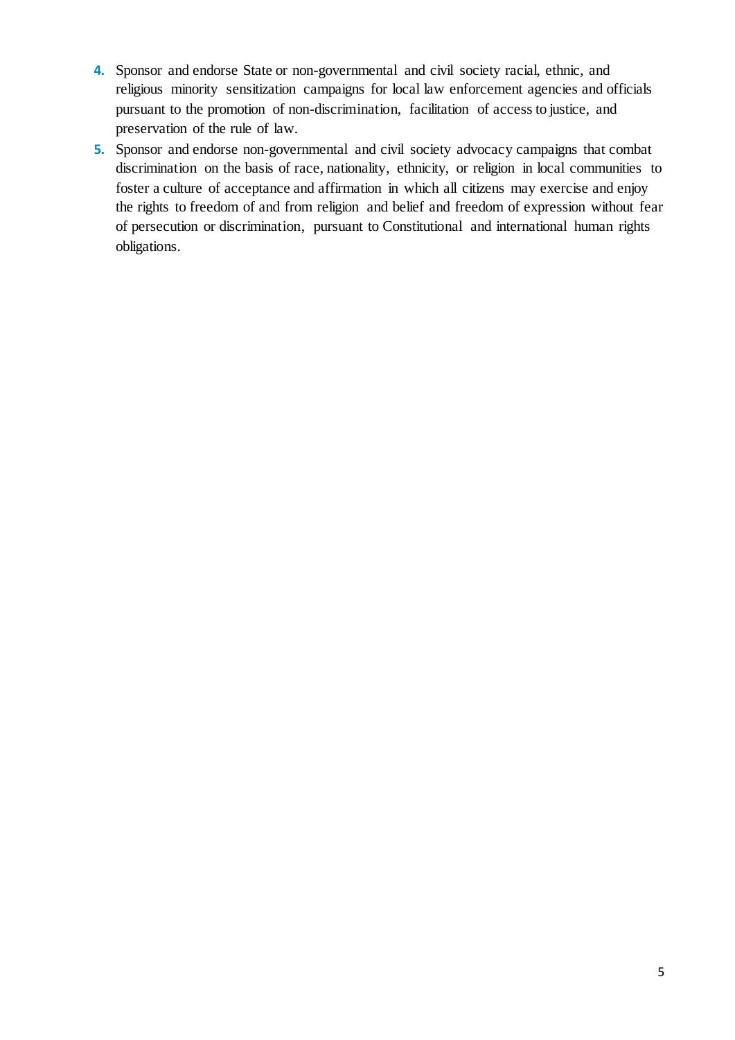4. Sponsor and endorse State or non-governmental and civil society racial, ethnic, and religious minority sensitization campaigns for local law enforcement agencies and officials pursuant to the promotion of non-discrimination, facilitation of access to justice, and preservation of the rule of law.
5. Sponsor and endorse non-governmental and civil society advocacy campaigns that combat discrimination on the basis of race, nationality, ethnicity, or religion in local communities to foster a culture of acceptance and affirmation in which all citizens may exercise and enjoy the rights to freedom of and from religion and belief and freedom of expression without fear of persecution or discrimination, pursuant to Constitutional and international human rights obligations.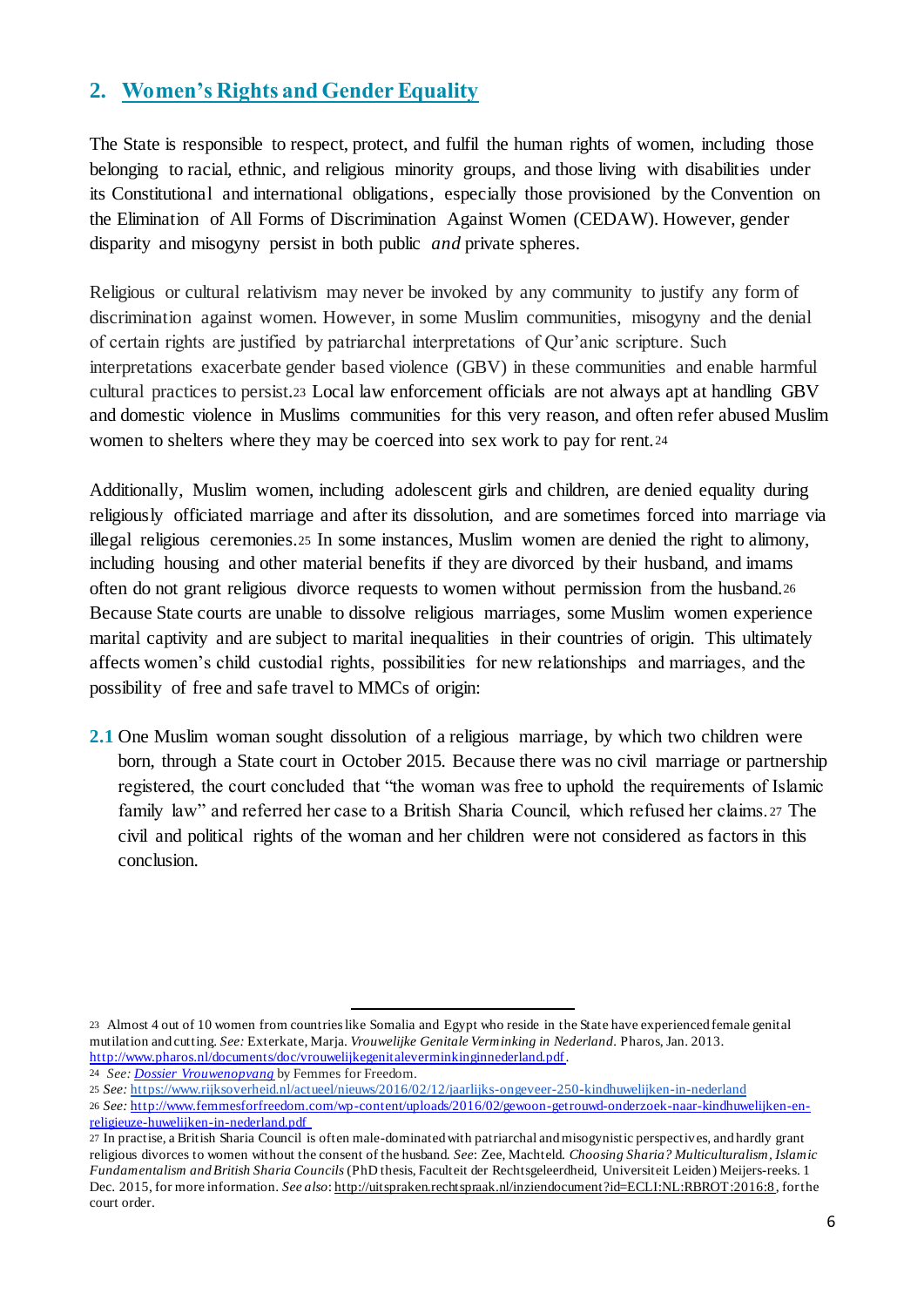## 2. Women's Rights and Gender Equality

The State is responsible to respect, protect, and fulfil the human rights of women, including those belonging to racial, ethnic, and religious minority groups, and those living with disabilities under its Constitutional and international obligations, especially those provisioned by the Convention on the Elimination of All Forms of Discrimination Against Women (CEDAW). However, gender disparity and misogyny persist in both public *and* private spheres.

Religious or cultural relativism may never be invoked by any community to justify any form of discrimination against women. However, in some Muslim communities, misogyny and the denial of certain rights are justified by patriarchal interpretations of Qur'anic scripture. Such interpretations exacerbate gender based violence (GBV) in these communities and enable harmful cultural practices to persist.[23] Local law enforcement officials are not always apt at handling GBV and domestic violence in Muslims communities for this very reason, and often refer abused Muslim women to shelters where they may be coerced into sex work to pay for rent.[24]

Additionally, Muslim women, including adolescent girls and children, are denied equality during religiously officiated marriage and after its dissolution, and are sometimes forced into marriage via illegal religious ceremonies.[25] In some instances, Muslim women are denied the right to alimony, including housing and other material benefits if they are divorced by their husband, and imams often do not grant religious divorce requests to women without permission from the husband.[26] Because State courts are unable to dissolve religious marriages, some Muslim women experience marital captivity and are subject to marital inequalities in their countries of origin. This ultimately affects women's child custodial rights, possibilities for new relationships and marriages, and the possibility of free and safe travel to MMCs of origin:

**2.1** One Muslim woman sought dissolution of a religious marriage, by which two children were born, through a State court in October 2015. Because there was no civil marriage or partnership registered, the court concluded that "the woman was free to uphold the requirements of Islamic family law" and referred her case to a British Sharia Council, which refused her claims.[27] The civil and political rights of the woman and her children were not considered as factors in this conclusion.

---

[23] Almost 4 out of 10 women from countries like Somalia and Egypt who reside in the State have experienced female genital mutilation and cutting. *See:* Exterkate, Marja. *Vrouwelijke Genitale Verminking in Nederland.* Pharos, Jan. 2013. http://www.pharos.nl/documents/doc/vrouwelijkegenitaleverminkinginnederland.pdf.

[24] *See: Dossier Vrouwenopvang* by Femmes for Freedom.

[25] *See:* https://www.rijksoverheid.nl/actueel/nieuws/2016/02/12/jaarlijks-ongeveer-250-kindhuwelijken-in-nederland

[26] *See:* http://www.femmesforfreedom.com/wp-content/uploads/2016/02/gewoon-getrouwd-onderzoek-naar-kindhuwelijken-en-religieuze-huwelijken-in-nederland.pdf

[27] In practise, a British Sharia Council is often male-dominated with patriarchal and misogynistic perspectives, and hardly grant religious divorces to women without the consent of the husband. *See*: Zee, Machteld. *Choosing Sharia? Multiculturalism, Islamic Fundamentalism and British Sharia Councils* (PhD thesis, Faculteit der Rechtsgeleerdheid, Universiteit Leiden) Meijers-reeks. 1 Dec. 2015, for more information. *See also*: http://uitspraken.rechtspraak.nl/inziendocument?id=ECLI:NL:RBROT:2016:8, for the court order.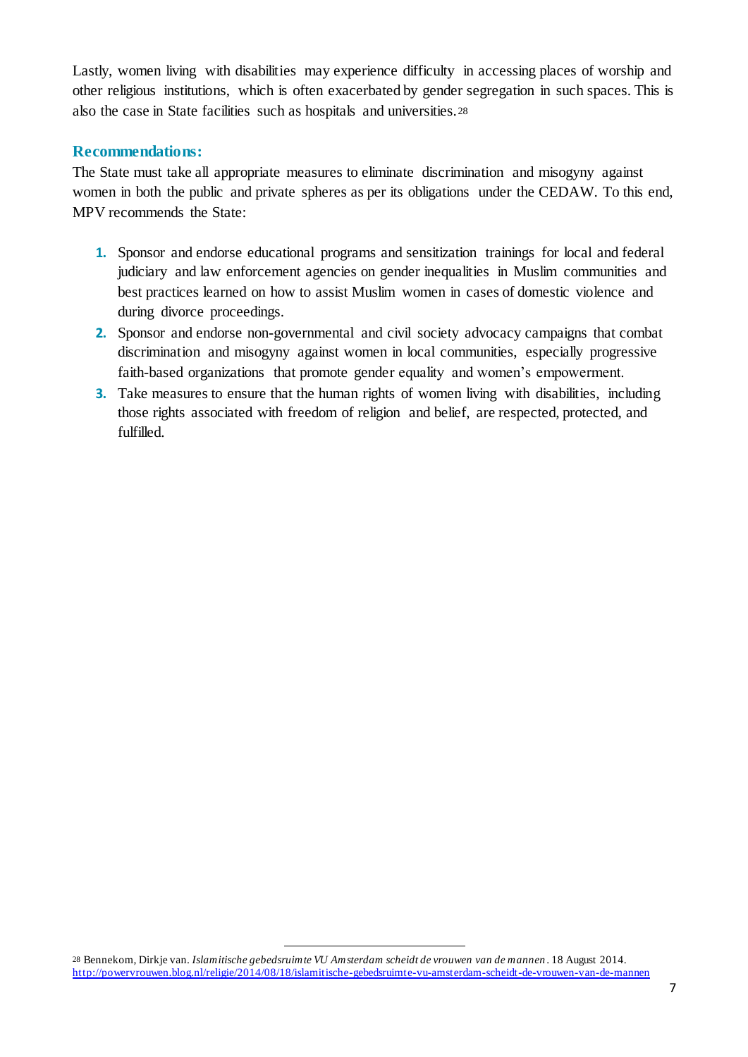Lastly, women living with disabilities may experience difficulty in accessing places of worship and other religious institutions, which is often exacerbated by gender segregation in such spaces. This is also the case in State facilities such as hospitals and universities.[28]

## Recommendations:

The State must take all appropriate measures to eliminate discrimination and misogyny against women in both the public and private spheres as per its obligations under the CEDAW. To this end, MPV recommends the State:

1. Sponsor and endorse educational programs and sensitization trainings for local and federal judiciary and law enforcement agencies on gender inequalities in Muslim communities and best practices learned on how to assist Muslim women in cases of domestic violence and during divorce proceedings.
2. Sponsor and endorse non-governmental and civil society advocacy campaigns that combat discrimination and misogyny against women in local communities, especially progressive faith-based organizations that promote gender equality and women's empowerment.
3. Take measures to ensure that the human rights of women living with disabilities, including those rights associated with freedom of religion and belief, are respected, protected, and fulfilled.

---

[28] Bennekom, Dirkje van. *Islamitische gebedsruimte VU Amsterdam scheidt de vrouwen van de mannen*. 18 August 2014. http://powervrouwen.blog.nl/religie/2014/08/18/islamitische-gebedsruimte-vu-amsterdam-scheidt-de-vrouwen-van-de-mannen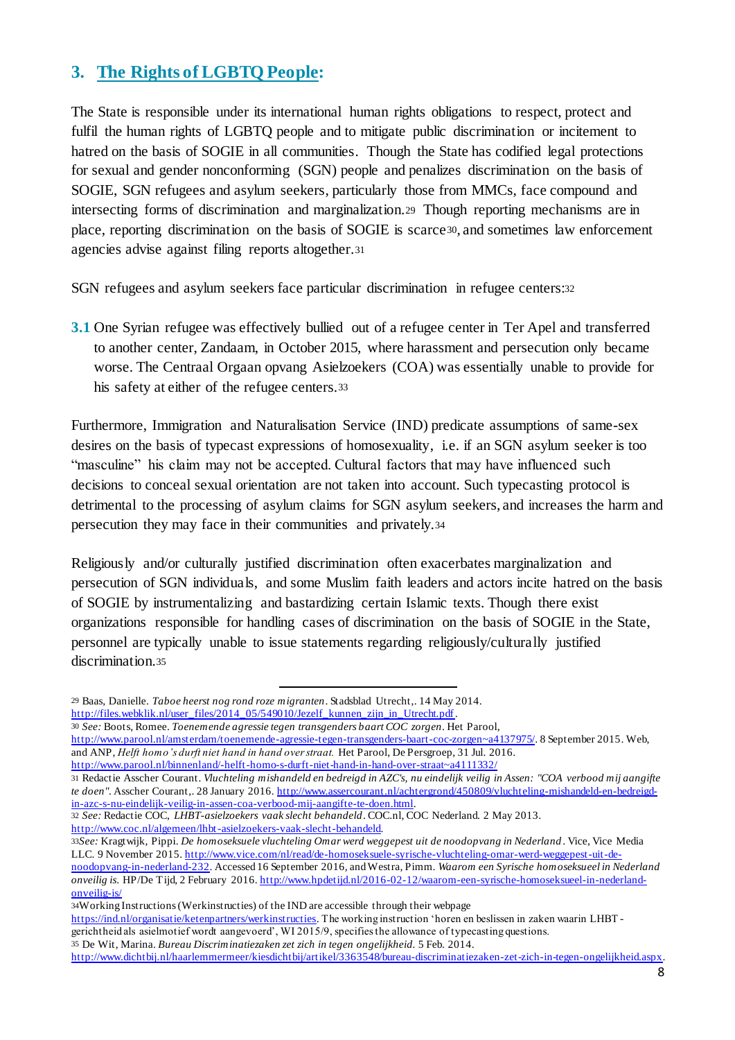## 3. The Rights of LGBTQ People:

The State is responsible under its international human rights obligations to respect, protect and fulfil the human rights of LGBTQ people and to mitigate public discrimination or incitement to hatred on the basis of SOGIE in all communities. Though the State has codified legal protections for sexual and gender nonconforming (SGN) people and penalizes discrimination on the basis of SOGIE, SGN refugees and asylum seekers, particularly those from MMCs, face compound and intersecting forms of discrimination and marginalization.[29] Though reporting mechanisms are in place, reporting discrimination on the basis of SOGIE is scarce[30], and sometimes law enforcement agencies advise against filing reports altogether.[31]

SGN refugees and asylum seekers face particular discrimination in refugee centers:[32]

**3.1** One Syrian refugee was effectively bullied out of a refugee center in Ter Apel and transferred to another center, Zandaam, in October 2015, where harassment and persecution only became worse. The Centraal Orgaan opvang Asielzoekers (COA) was essentially unable to provide for his safety at either of the refugee centers.[33]

Furthermore, Immigration and Naturalisation Service (IND) predicate assumptions of same-sex desires on the basis of typecast expressions of homosexuality, i.e. if an SGN asylum seeker is too "masculine" his claim may not be accepted. Cultural factors that may have influenced such decisions to conceal sexual orientation are not taken into account. Such typecasting protocol is detrimental to the processing of asylum claims for SGN asylum seekers, and increases the harm and persecution they may face in their communities and privately.[34]

Religiously and/or culturally justified discrimination often exacerbates marginalization and persecution of SGN individuals, and some Muslim faith leaders and actors incite hatred on the basis of SOGIE by instrumentalizing and bastardizing certain Islamic texts. Though there exist organizations responsible for handling cases of discrimination on the basis of SOGIE in the State, personnel are typically unable to issue statements regarding religiously/culturally justified discrimination.[35]

---

[29] Baas, Danielle. *Taboe heerst nog rond roze migranten*. Stadsblad Utrecht,. 14 May 2014. http://files.webklik.nl/user_files/2014_05/549010/Jezelf_kunnen_zijn_in_Utrecht.pdf.

[30] *See:* Boots, Romee. *Toenemende agressie tegen transgenders baart COC zorgen*. Het Parool, http://www.parool.nl/amsterdam/toenemende-agressie-tegen-transgenders-baart-coc-zorgen~a4137975/. 8 September 2015. Web, and ANP, *Helft homo's durft niet hand in hand over straat.* Het Parool, De Persgroep, 31 Jul. 2016. http://www.parool.nl/binnenland/-helft-homo-s-durft-niet-hand-in-hand-over-straat~a4111332/

[31] Redactie Asscher Courant. *Vluchteling mishandeld en bedreigd in AZC's, nu eindelijk veilig in Assen: "COA verbood mij aangifte te doen".* Asscher Courant,. 28 January 2016. http://www.assercourant.nl/achtergrond/450809/vluchteling-mishandeld-en-bedreigd-in-azc-s-nu-eindelijk-veilig-in-assen-coa-verbood-mij-aangifte-te-doen.html.

[32] *See:* Redactie COC, *LHBT-asielzoekers vaak slecht behandeld*. COC.nl, COC Nederland. 2 May 2013. http://www.coc.nl/algemeen/lhbt-asielzoekers-vaak-slecht-behandeld.

[33] *See:* Kragtwijk, Pippi. *De homoseksuele vluchteling Omar werd weggepest uit de noodopvang in Nederland*. Vice, Vice Media LLC. 9 November 2015. http://www.vice.com/nl/read/de-homoseksuele-syrische-vluchteling-omar-werd-weggepest-uit-de-noodopvang-in-nederland-232. Accessed 16 September 2016, and Westra, Pimm. *Waarom een Syrische homoseksueel in Nederland onveilig is.* HP/De Tijd, 2 February 2016. http://www.hpdetijd.nl/2016-02-12/waarom-een-syrische-homoseksueel-in-nederland-onveilig-is/

[34] Working Instructions (Werkinstructies) of the IND are accessible through their webpage https://ind.nl/organisatie/ketenpartners/werkinstructies. The working instruction 'horen en beslissen in zaken waarin LHBT-gerichtheid als asielmotief wordt aangevoerd', WI 2015/9, specifies the allowance of typecasting questions.

[35] De Wit, Marina. *Bureau Discriminatiezaken zet zich in tegen ongelijkheid.* 5 Feb. 2014. http://www.dichtbij.nl/haarlemmermeer/kiesdichtbij/artikel/3363548/bureau-discriminatiezaken-zet-zich-in-tegen-ongelijkheid.aspx.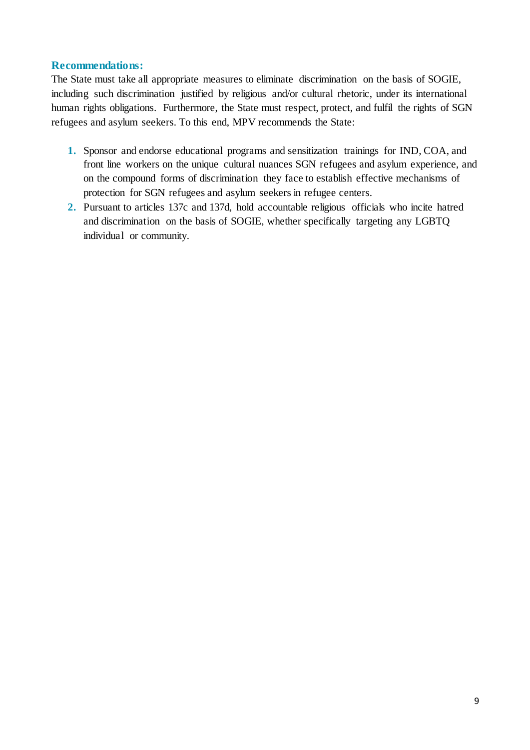**Recommendations:**

The State must take all appropriate measures to eliminate discrimination on the basis of SOGIE, including such discrimination justified by religious and/or cultural rhetoric, under its international human rights obligations. Furthermore, the State must respect, protect, and fulfil the rights of SGN refugees and asylum seekers. To this end, MPV recommends the State:

1. Sponsor and endorse educational programs and sensitization trainings for IND, COA, and front line workers on the unique cultural nuances SGN refugees and asylum experience, and on the compound forms of discrimination they face to establish effective mechanisms of protection for SGN refugees and asylum seekers in refugee centers.
2. Pursuant to articles 137c and 137d, hold accountable religious officials who incite hatred and discrimination on the basis of SOGIE, whether specifically targeting any LGBTQ individual or community.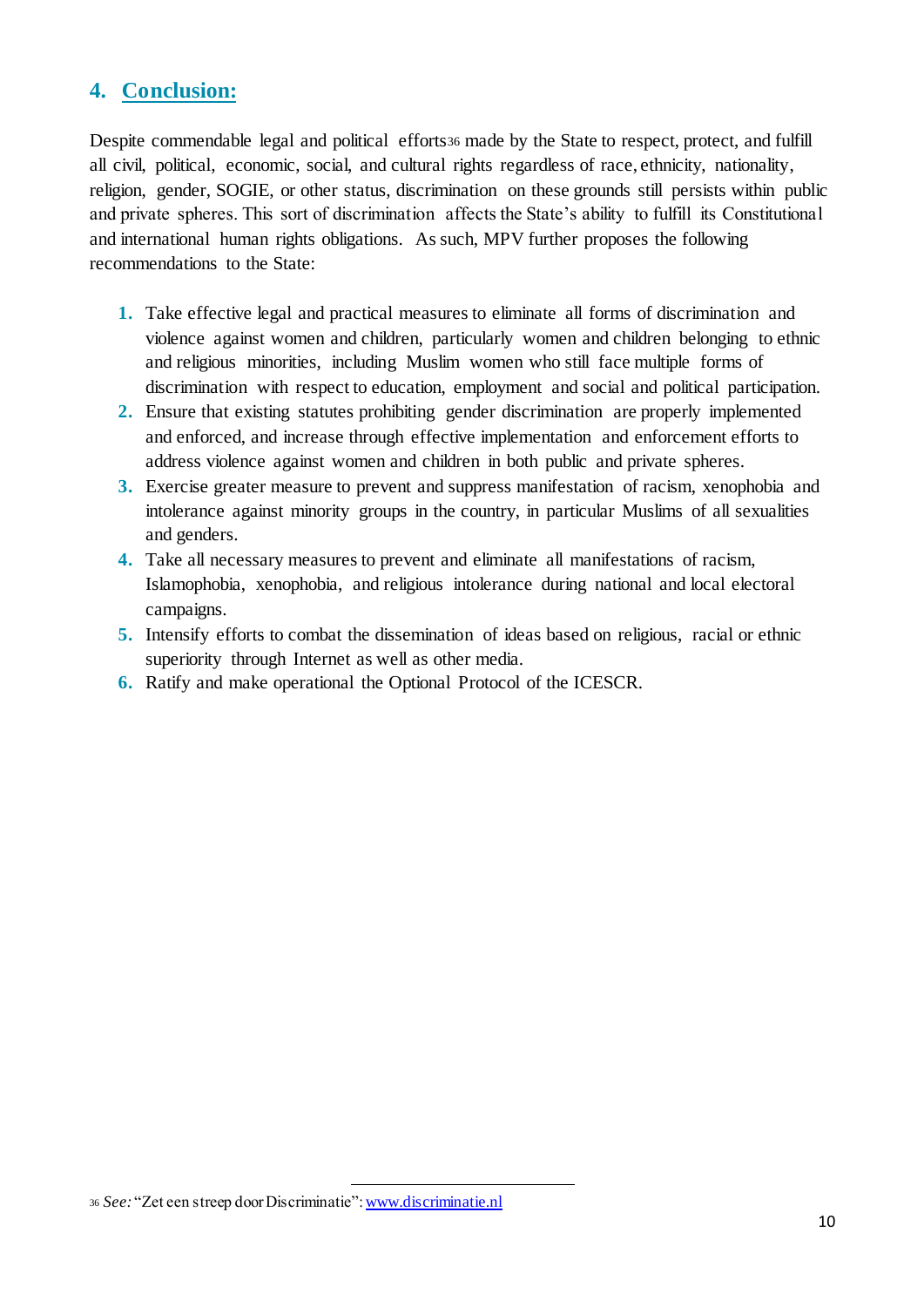## 4. Conclusion:

Despite commendable legal and political efforts[36] made by the State to respect, protect, and fulfill all civil, political, economic, social, and cultural rights regardless of race, ethnicity, nationality, religion, gender, SOGIE, or other status, discrimination on these grounds still persists within public and private spheres. This sort of discrimination affects the State's ability to fulfill its Constitutional and international human rights obligations. As such, MPV further proposes the following recommendations to the State:

1. Take effective legal and practical measures to eliminate all forms of discrimination and violence against women and children, particularly women and children belonging to ethnic and religious minorities, including Muslim women who still face multiple forms of discrimination with respect to education, employment and social and political participation.
2. Ensure that existing statutes prohibiting gender discrimination are properly implemented and enforced, and increase through effective implementation and enforcement efforts to address violence against women and children in both public and private spheres.
3. Exercise greater measure to prevent and suppress manifestation of racism, xenophobia and intolerance against minority groups in the country, in particular Muslims of all sexualities and genders.
4. Take all necessary measures to prevent and eliminate all manifestations of racism, Islamophobia, xenophobia, and religious intolerance during national and local electoral campaigns.
5. Intensify efforts to combat the dissemination of ideas based on religious, racial or ethnic superiority through Internet as well as other media.
6. Ratify and make operational the Optional Protocol of the ICESCR.

---

[36] *See:* "Zet een streep door Discriminatie": [www.discriminatie.nl](www.discriminatie.nl)